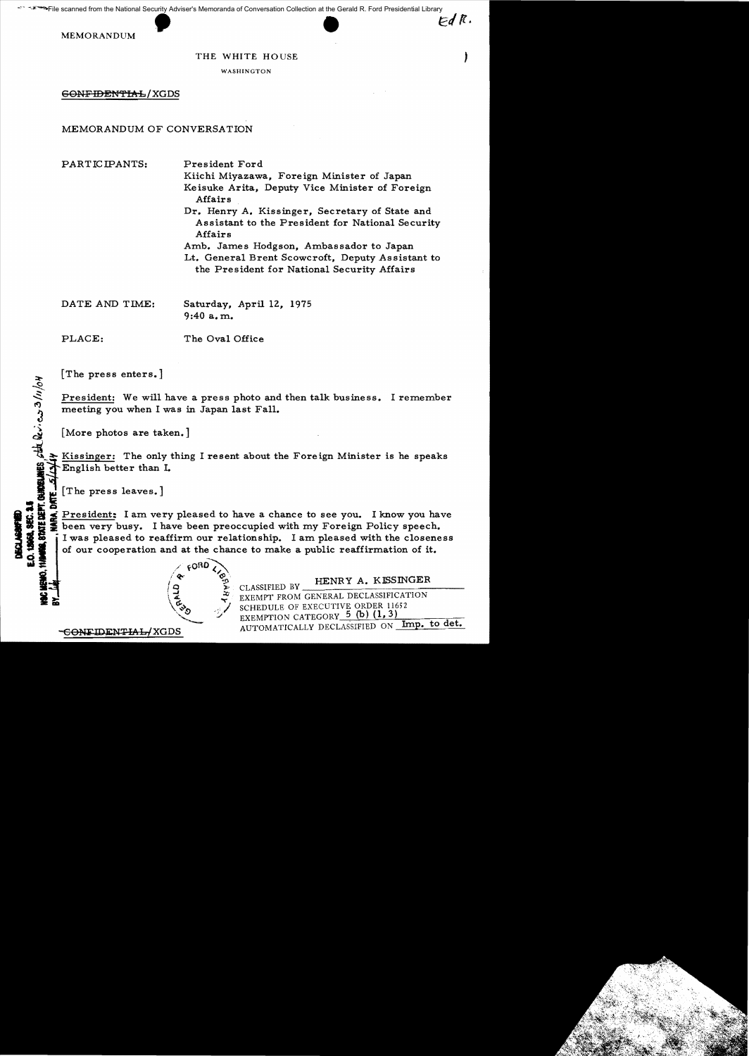File scanned from the National Security Adviser's Memoranda of Conversation Collection at the Gerald R. Ford Presidential Library

MEMORANDUM

THE WHITE HOUSE

WASHINGTON

~~CONFIDENTIAL~~/XGDS

MEMORANDUM OF CONVERSATION

PARTICIPANTS:
President Ford
Kiichi Miyazawa, Foreign Minister of Japan
Keisuke Arita, Deputy Vice Minister of Foreign Affairs
Dr. Henry A. Kissinger, Secretary of State and Assistant to the President for National Security Affairs
Amb. James Hodgson, Ambassador to Japan
Lt. General Brent Scowcroft, Deputy Assistant to the President for National Security Affairs

DATE AND TIME: Saturday, April 12, 1975
9:40 a.m.

PLACE: The Oval Office

[The press enters.]

President: We will have a press photo and then talk business. I remember meeting you when I was in Japan last Fall.

[More photos are taken.]

Kissinger: The only thing I resent about the Foreign Minister is he speaks English better than I.

[The press leaves.]

President: I am very pleased to have a chance to see you. I know you have been very busy. I have been preoccupied with my Foreign Policy speech. I was pleased to reaffirm our relationship. I am pleased with the closeness of our cooperation and at the chance to make a public reaffirmation of it.

DECLASSIFIED
E.O. 12958, SEC. 3.5
NSC MEMO, 11/24/98, STATE DEPT. GUIDELINES, State Review 3/11/04
BY ___ NARA, DATE 5/13/04

CLASSIFIED BY HENRY A. KISSINGER
EXEMPT FROM GENERAL DECLASSIFICATION SCHEDULE OF EXECUTIVE ORDER 11652
EXEMPTION CATEGORY 5 (b) (1, 3)
AUTOMATICALLY DECLASSIFIED ON Imp. to det.

~~CONFIDENTIAL~~/XGDS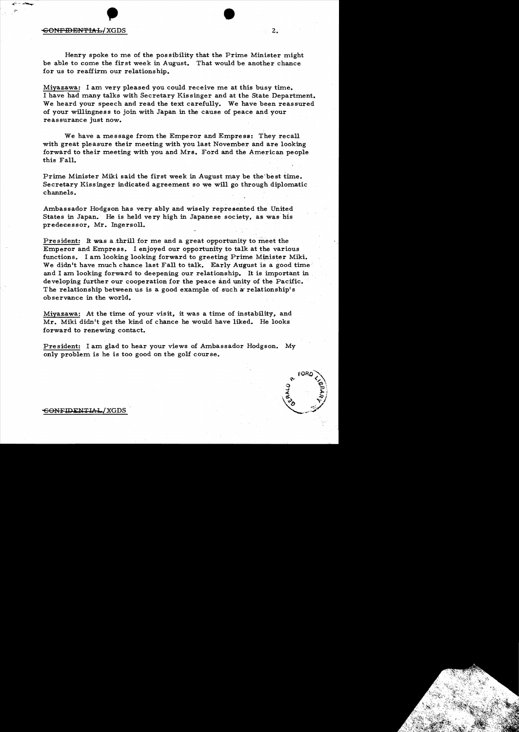Henry spoke to me of the possibility that the Prime Minister might be able to come the first week in August. That would be another chance for us to reaffirm our relationship.

Miyazawa: I am very pleased you could receive me at this busy time. I have had many talks with Secretary Kissinger and at the State Department. We heard your speech and read the text carefully. We have been reassured of your willingness to join with Japan in the cause of peace and your reassurance just now.

We have a message from the Emperor and Empress: They recall with great pleasure their meeting with you last November and are looking forward to their meeting with you and Mrs. Ford and the American people this Fall.

Prime Minister Miki said the first week in August may be the best time. Secretary Kissinger indicated agreement so we will go through diplomatic channels.

Ambassador Hodgson has very ably and wisely represented the United States in Japan. He is held very high in Japanese society, as was his predecessor, Mr. Ingersoll.

President: It was a thrill for me and a great opportunity to meet the Emperor and Empress. I enjoyed our opportunity to talk at the various functions. I am looking looking forward to greeting Prime Minister Miki. We didn't have much chance last Fall to talk. Early August is a good time and I am looking forward to deepening our relationship. It is important in developing further our cooperation for the peace and unity of the Pacific. The relationship between us is a good example of such a relationship's observance in the world.

Miyazawa: At the time of your visit, it was a time of instability, and Mr. Miki didn't get the kind of chance he would have liked. He looks forward to renewing contact.

President: I am glad to hear your views of Ambassador Hodgson. My only problem is he is too good on the golf course.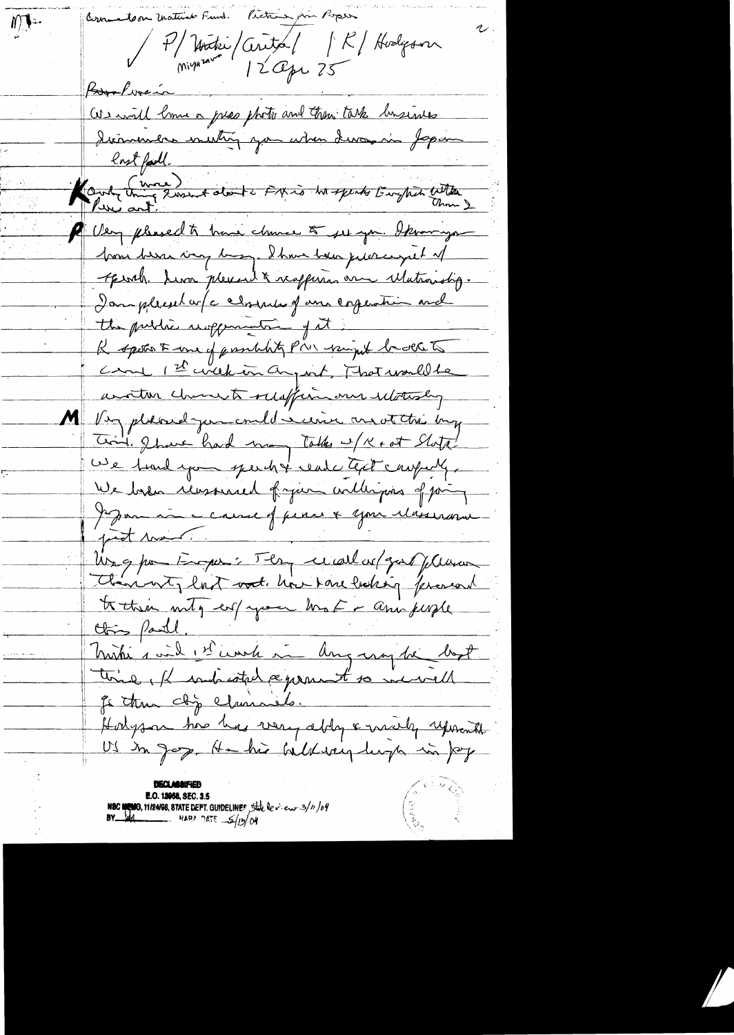MT

Commentaries Natural Fund. Pictures for Press

2

P/ Miki / Arita / | K / Hodgson
Miyazawa  12 Apr 75

Miki
We will have a press photo and then talk business

I remember meeting you when I was in Japan last fall.

Kondo thing (more) I want to start w/ FM's his speaks English better than I. Pres out.

**P** Very pleased to have chance to see you. I know you have been very busy. I have been preoccupied w/ SE Asia. Have pleased to reaffirm our relationship. I am pleased w/ closeness of our cooperation and the public reaffirmation of it.

K spoke to me of possibility PM might be able to come 1st week in August. That would be another chance to reaffirm our relationship.

**M** Very pleased you could receive me at this busy time. I have had many talks w/ K + at State. We heard your speech & read text carefully. We were reassured of your willingness of joining Japan in a cause of peace & your reassurance just now.

Wrg Pres Emperor: They recall w/ great pleasure Your visit last week. Have + are looking forward to their mtg w/ you + Mrs F + Am people this fall.

Miki said it would in any way be best time. K indicated agreement so we will go thru dip channels.

Hodgson has has very ably & wisely represented US in Jap. He his held very high in Jap.

DECLASSIFIED
E.O. 12958, SEC. 3.5
NSC MEMO, 11/24/98, STATE DEPT. GUIDELINES State lev. ew 3/11/04
BY [initials] NARA DATE 5/13/04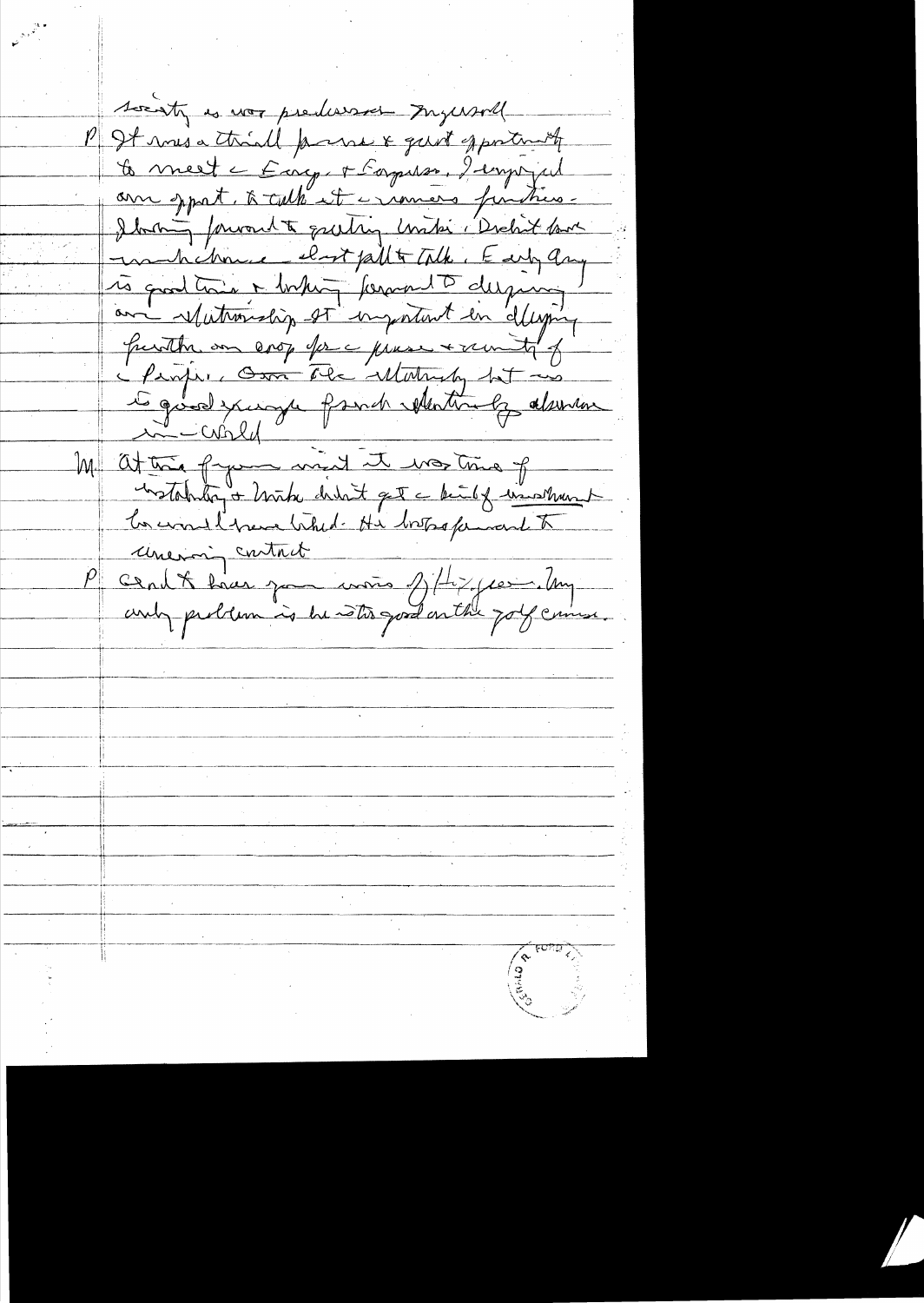society as was predecessor myself

P It was a thrill pleasure & great opportunity to meet the Emp. & Empress. I enjoyed our sport, & talk at numerous functions. I looking forward to greeting Miki. Didn't have much chance at fall to talk. Early Aug is good time & looking forward to deepening our relationship. It important in developing further our coop for the peace & security of the Pacific. Our Ole relationship but we is good example for such relationship by alliance in world

M At time of your visit it was time of instability & Miki didn't get a bit of consultation he would have liked. He looks forward to continuing contact

P Glad to hear your views of Hiz-san. My only problem is he is too good on the golf course.